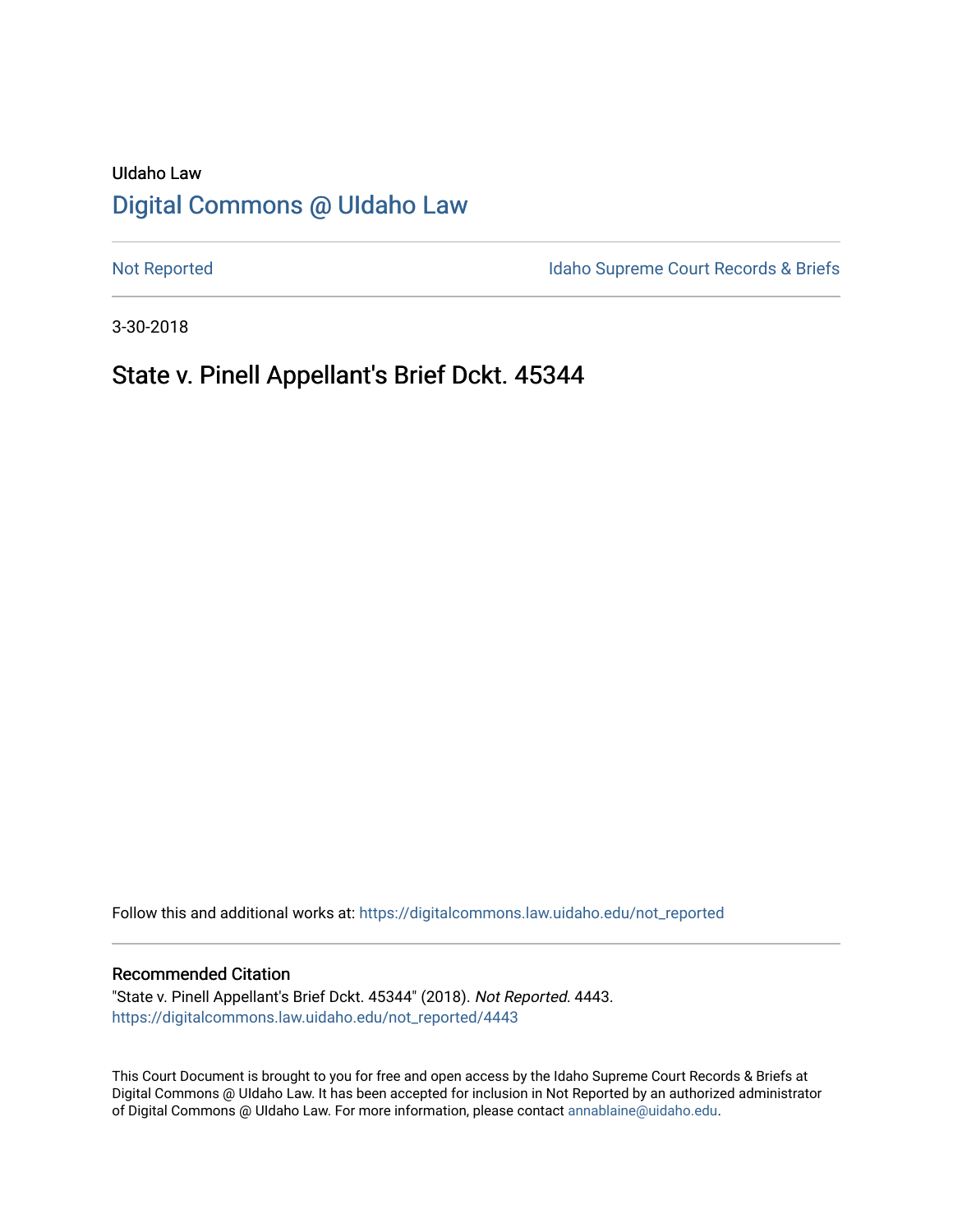UIdaho Law

# Digital Commons @ UIdaho Law

Not Reported

Idaho Supreme Court Records & Briefs

3-30-2018

## State v. Pinell Appellant's Brief Dckt. 45344

Follow this and additional works at: https://digitalcommons.law.uidaho.edu/not_reported

### Recommended Citation

"State v. Pinell Appellant's Brief Dckt. 45344" (2018). *Not Reported*. 4443.
https://digitalcommons.law.uidaho.edu/not_reported/4443

This Court Document is brought to you for free and open access by the Idaho Supreme Court Records & Briefs at Digital Commons @ UIdaho Law. It has been accepted for inclusion in Not Reported by an authorized administrator of Digital Commons @ UIdaho Law. For more information, please contact annablaine@uidaho.edu.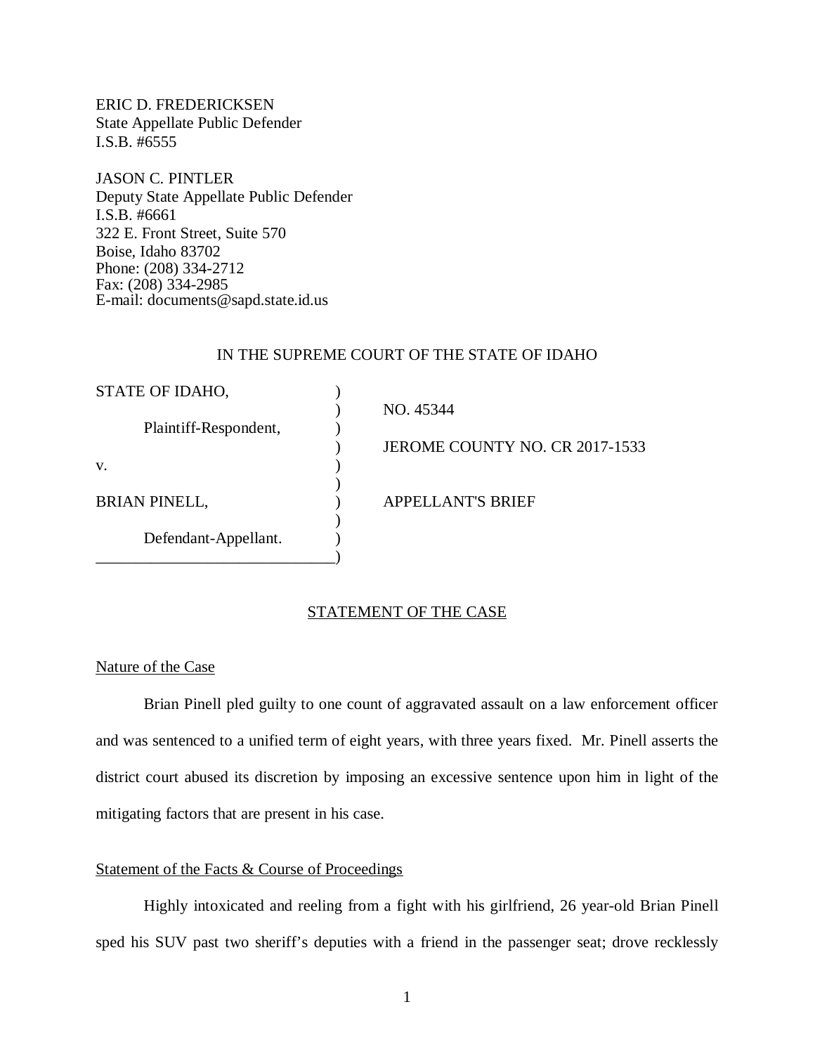ERIC D. FREDERICKSEN
State Appellate Public Defender
I.S.B. #6555

JASON C. PINTLER
Deputy State Appellate Public Defender
I.S.B. #6661
322 E. Front Street, Suite 570
Boise, Idaho 83702
Phone: (208) 334-2712
Fax: (208) 334-2985
E-mail: documents@sapd.state.id.us

IN THE SUPREME COURT OF THE STATE OF IDAHO

| | |
|---|---|
| STATE OF IDAHO, | NO. 45344 |
| Plaintiff-Respondent, | JEROME COUNTY NO. CR 2017-1533 |
| v. | |
| BRIAN PINELL, | APPELLANT'S BRIEF |
| Defendant-Appellant. | |

## STATEMENT OF THE CASE

### Nature of the Case

Brian Pinell pled guilty to one count of aggravated assault on a law enforcement officer and was sentenced to a unified term of eight years, with three years fixed. Mr. Pinell asserts the district court abused its discretion by imposing an excessive sentence upon him in light of the mitigating factors that are present in his case.

### Statement of the Facts & Course of Proceedings

Highly intoxicated and reeling from a fight with his girlfriend, 26 year-old Brian Pinell sped his SUV past two sheriff's deputies with a friend in the passenger seat; drove recklessly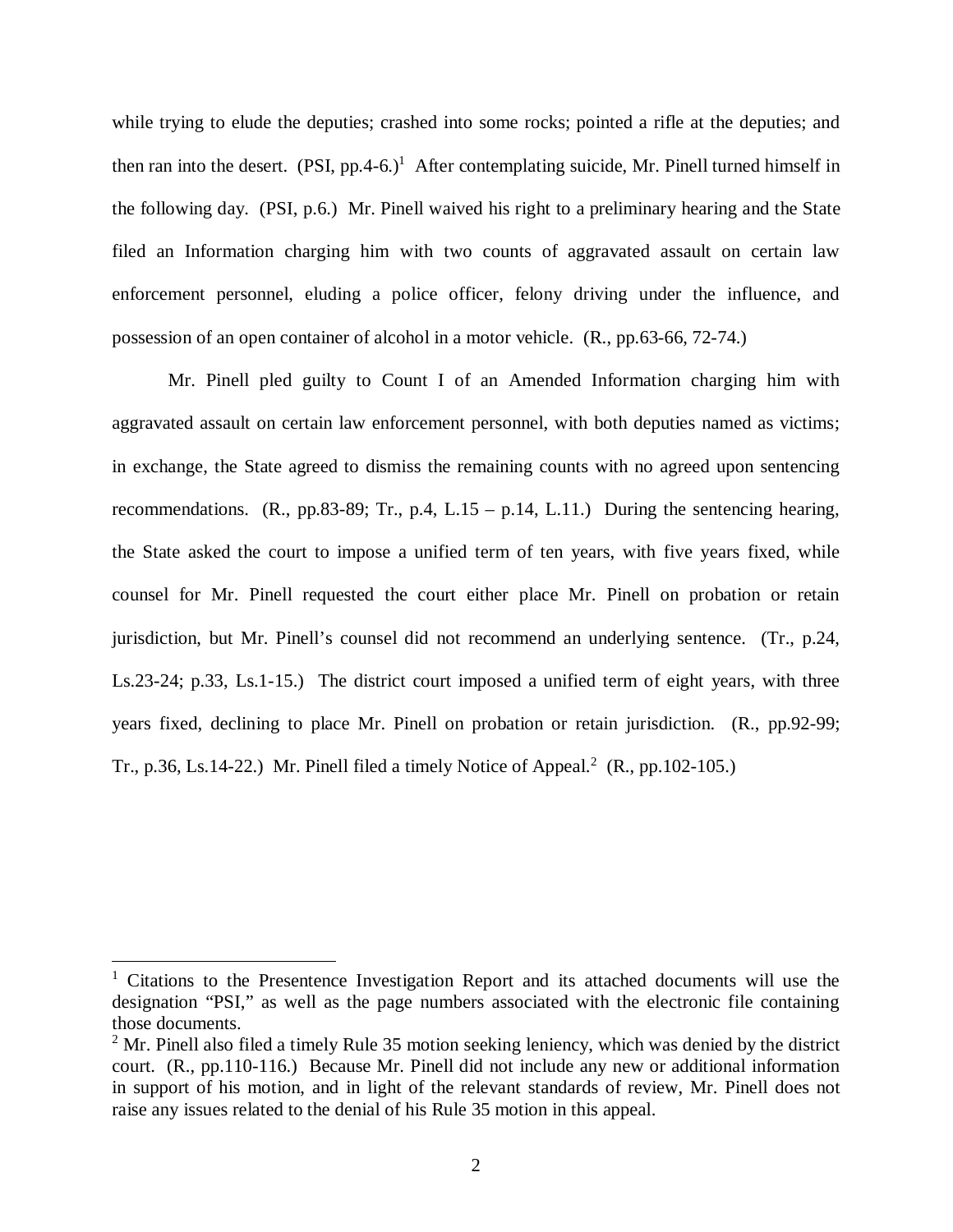while trying to elude the deputies; crashed into some rocks; pointed a rifle at the deputies; and then ran into the desert. (PSI, pp.4-6.)[1] After contemplating suicide, Mr. Pinell turned himself in the following day. (PSI, p.6.) Mr. Pinell waived his right to a preliminary hearing and the State filed an Information charging him with two counts of aggravated assault on certain law enforcement personnel, eluding a police officer, felony driving under the influence, and possession of an open container of alcohol in a motor vehicle. (R., pp.63-66, 72-74.)

Mr. Pinell pled guilty to Count I of an Amended Information charging him with aggravated assault on certain law enforcement personnel, with both deputies named as victims; in exchange, the State agreed to dismiss the remaining counts with no agreed upon sentencing recommendations. (R., pp.83-89; Tr., p.4, L.15 – p.14, L.11.) During the sentencing hearing, the State asked the court to impose a unified term of ten years, with five years fixed, while counsel for Mr. Pinell requested the court either place Mr. Pinell on probation or retain jurisdiction, but Mr. Pinell's counsel did not recommend an underlying sentence. (Tr., p.24, Ls.23-24; p.33, Ls.1-15.) The district court imposed a unified term of eight years, with three years fixed, declining to place Mr. Pinell on probation or retain jurisdiction. (R., pp.92-99; Tr., p.36, Ls.14-22.) Mr. Pinell filed a timely Notice of Appeal.[2] (R., pp.102-105.)

---

[1] Citations to the Presentence Investigation Report and its attached documents will use the designation "PSI," as well as the page numbers associated with the electronic file containing those documents.

[2] Mr. Pinell also filed a timely Rule 35 motion seeking leniency, which was denied by the district court. (R., pp.110-116.) Because Mr. Pinell did not include any new or additional information in support of his motion, and in light of the relevant standards of review, Mr. Pinell does not raise any issues related to the denial of his Rule 35 motion in this appeal.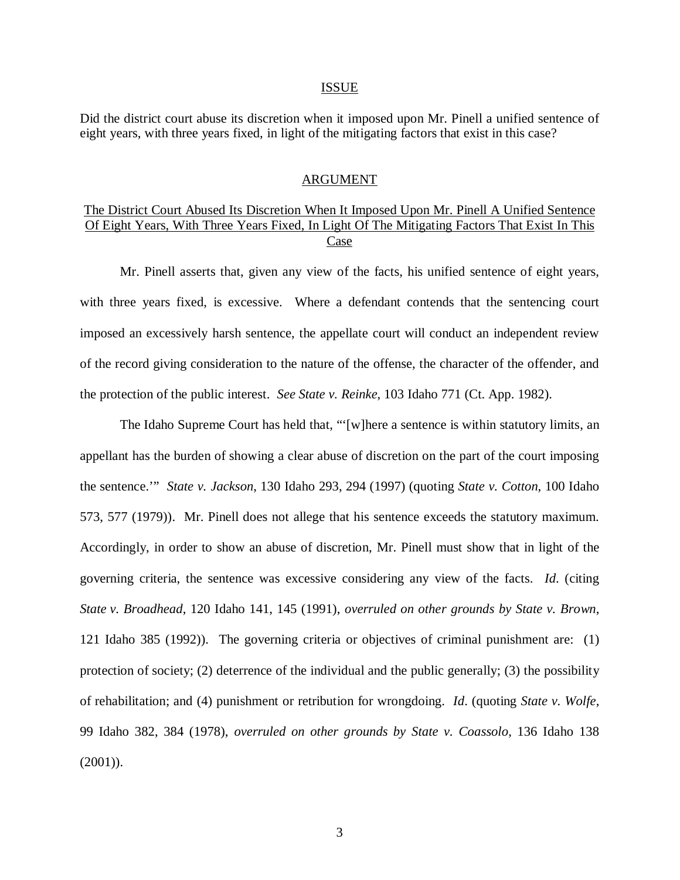## ISSUE

Did the district court abuse its discretion when it imposed upon Mr. Pinell a unified sentence of eight years, with three years fixed, in light of the mitigating factors that exist in this case?

## ARGUMENT

### The District Court Abused Its Discretion When It Imposed Upon Mr. Pinell A Unified Sentence Of Eight Years, With Three Years Fixed, In Light Of The Mitigating Factors That Exist In This Case

Mr. Pinell asserts that, given any view of the facts, his unified sentence of eight years, with three years fixed, is excessive. Where a defendant contends that the sentencing court imposed an excessively harsh sentence, the appellate court will conduct an independent review of the record giving consideration to the nature of the offense, the character of the offender, and the protection of the public interest. *See State v. Reinke*, 103 Idaho 771 (Ct. App. 1982).

The Idaho Supreme Court has held that, "'[w]here a sentence is within statutory limits, an appellant has the burden of showing a clear abuse of discretion on the part of the court imposing the sentence.'" *State v. Jackson*, 130 Idaho 293, 294 (1997) (quoting *State v. Cotton*, 100 Idaho 573, 577 (1979)). Mr. Pinell does not allege that his sentence exceeds the statutory maximum. Accordingly, in order to show an abuse of discretion, Mr. Pinell must show that in light of the governing criteria, the sentence was excessive considering any view of the facts. *Id*. (citing *State v. Broadhead*, 120 Idaho 141, 145 (1991), *overruled on other grounds by State v. Brown*, 121 Idaho 385 (1992)). The governing criteria or objectives of criminal punishment are: (1) protection of society; (2) deterrence of the individual and the public generally; (3) the possibility of rehabilitation; and (4) punishment or retribution for wrongdoing. *Id*. (quoting *State v. Wolfe*, 99 Idaho 382, 384 (1978), *overruled on other grounds by State v. Coassolo*, 136 Idaho 138 (2001)).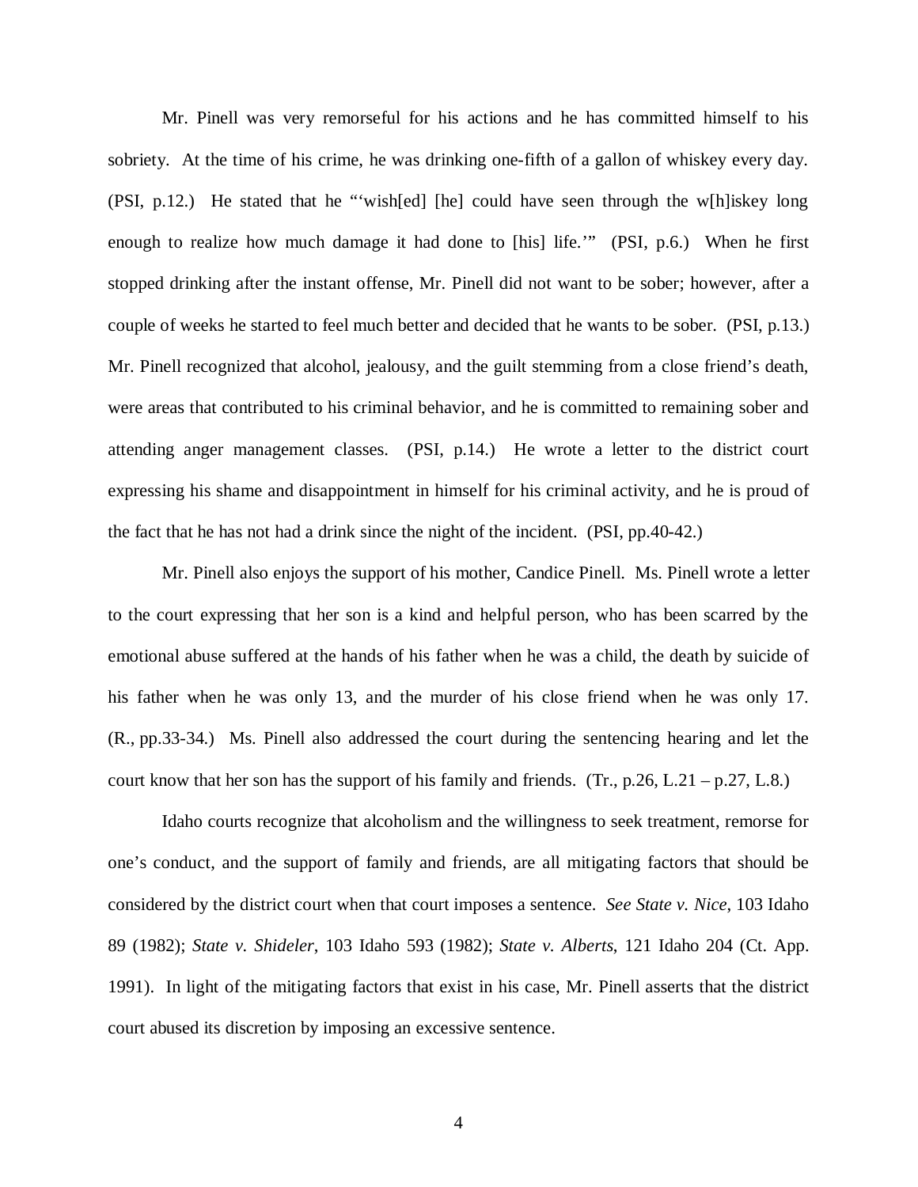Mr. Pinell was very remorseful for his actions and he has committed himself to his sobriety. At the time of his crime, he was drinking one-fifth of a gallon of whiskey every day. (PSI, p.12.) He stated that he "'wish[ed] [he] could have seen through the w[h]iskey long enough to realize how much damage it had done to [his] life.'" (PSI, p.6.) When he first stopped drinking after the instant offense, Mr. Pinell did not want to be sober; however, after a couple of weeks he started to feel much better and decided that he wants to be sober. (PSI, p.13.) Mr. Pinell recognized that alcohol, jealousy, and the guilt stemming from a close friend's death, were areas that contributed to his criminal behavior, and he is committed to remaining sober and attending anger management classes. (PSI, p.14.) He wrote a letter to the district court expressing his shame and disappointment in himself for his criminal activity, and he is proud of the fact that he has not had a drink since the night of the incident. (PSI, pp.40-42.)

Mr. Pinell also enjoys the support of his mother, Candice Pinell. Ms. Pinell wrote a letter to the court expressing that her son is a kind and helpful person, who has been scarred by the emotional abuse suffered at the hands of his father when he was a child, the death by suicide of his father when he was only 13, and the murder of his close friend when he was only 17. (R., pp.33-34.) Ms. Pinell also addressed the court during the sentencing hearing and let the court know that her son has the support of his family and friends. (Tr., p.26, L.21 – p.27, L.8.)

Idaho courts recognize that alcoholism and the willingness to seek treatment, remorse for one's conduct, and the support of family and friends, are all mitigating factors that should be considered by the district court when that court imposes a sentence. *See State v. Nice*, 103 Idaho 89 (1982); *State v. Shideler*, 103 Idaho 593 (1982); *State v. Alberts*, 121 Idaho 204 (Ct. App. 1991). In light of the mitigating factors that exist in his case, Mr. Pinell asserts that the district court abused its discretion by imposing an excessive sentence.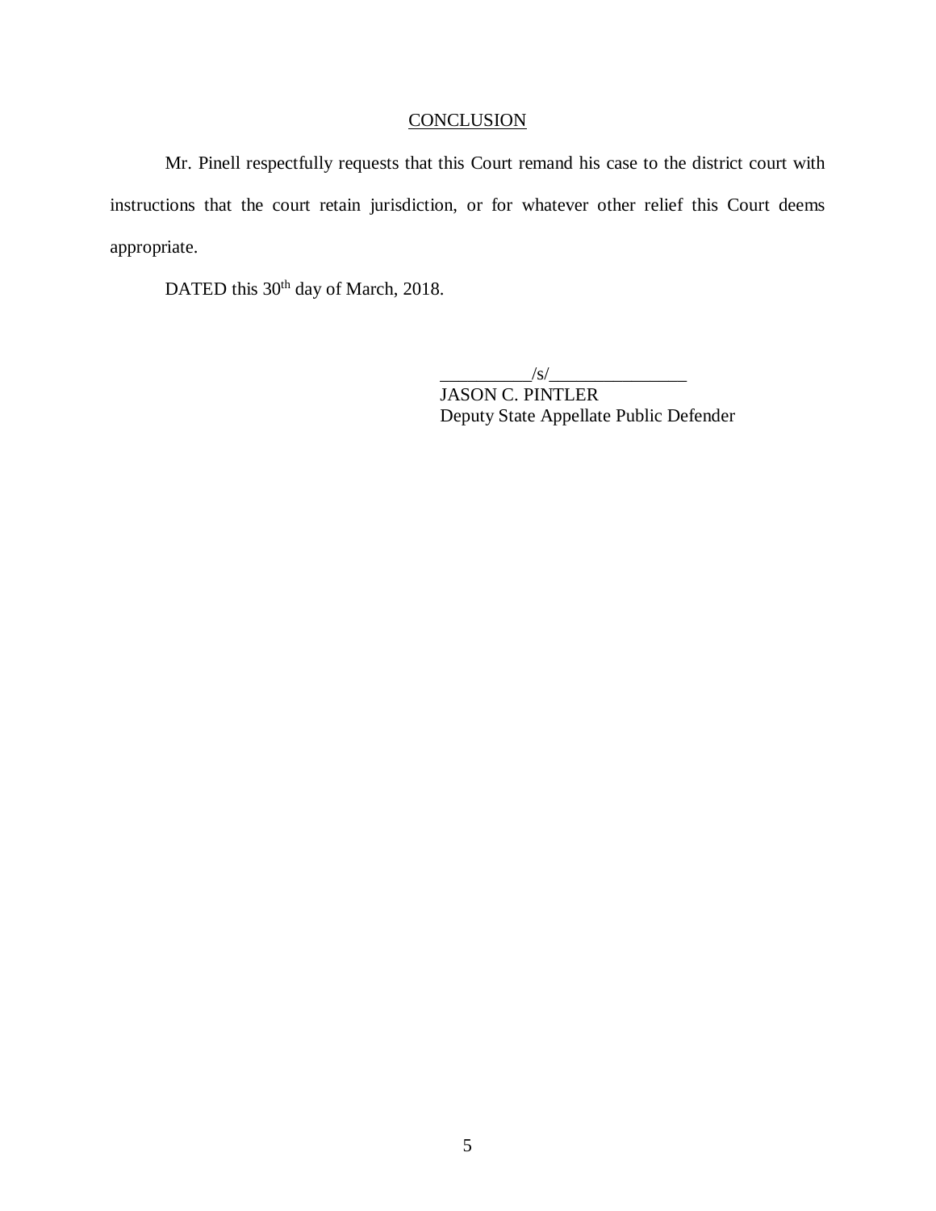## CONCLUSION

Mr. Pinell respectfully requests that this Court remand his case to the district court with instructions that the court retain jurisdiction, or for whatever other relief this Court deems appropriate.

DATED this 30th day of March, 2018.

__________/s/_______________
JASON C. PINTLER
Deputy State Appellate Public Defender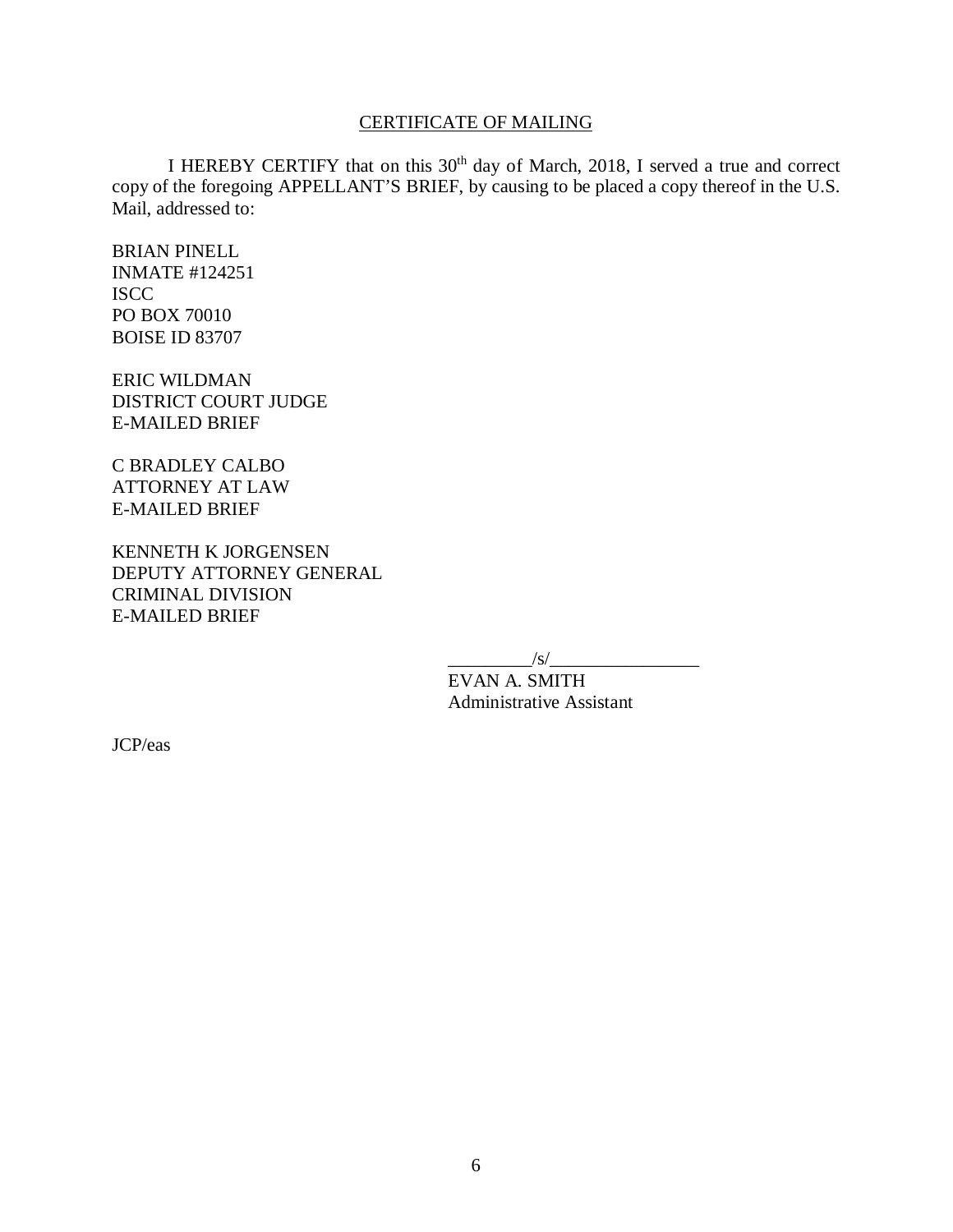CERTIFICATE OF MAILING

I HEREBY CERTIFY that on this 30th day of March, 2018, I served a true and correct copy of the foregoing APPELLANT'S BRIEF, by causing to be placed a copy thereof in the U.S. Mail, addressed to:

BRIAN PINELL
INMATE #124251
ISCC
PO BOX 70010
BOISE ID 83707

ERIC WILDMAN
DISTRICT COURT JUDGE
E-MAILED BRIEF

C BRADLEY CALBO
ATTORNEY AT LAW
E-MAILED BRIEF

KENNETH K JORGENSEN
DEPUTY ATTORNEY GENERAL
CRIMINAL DIVISION
E-MAILED BRIEF

_________/s/________________
EVAN A. SMITH
Administrative Assistant

JCP/eas